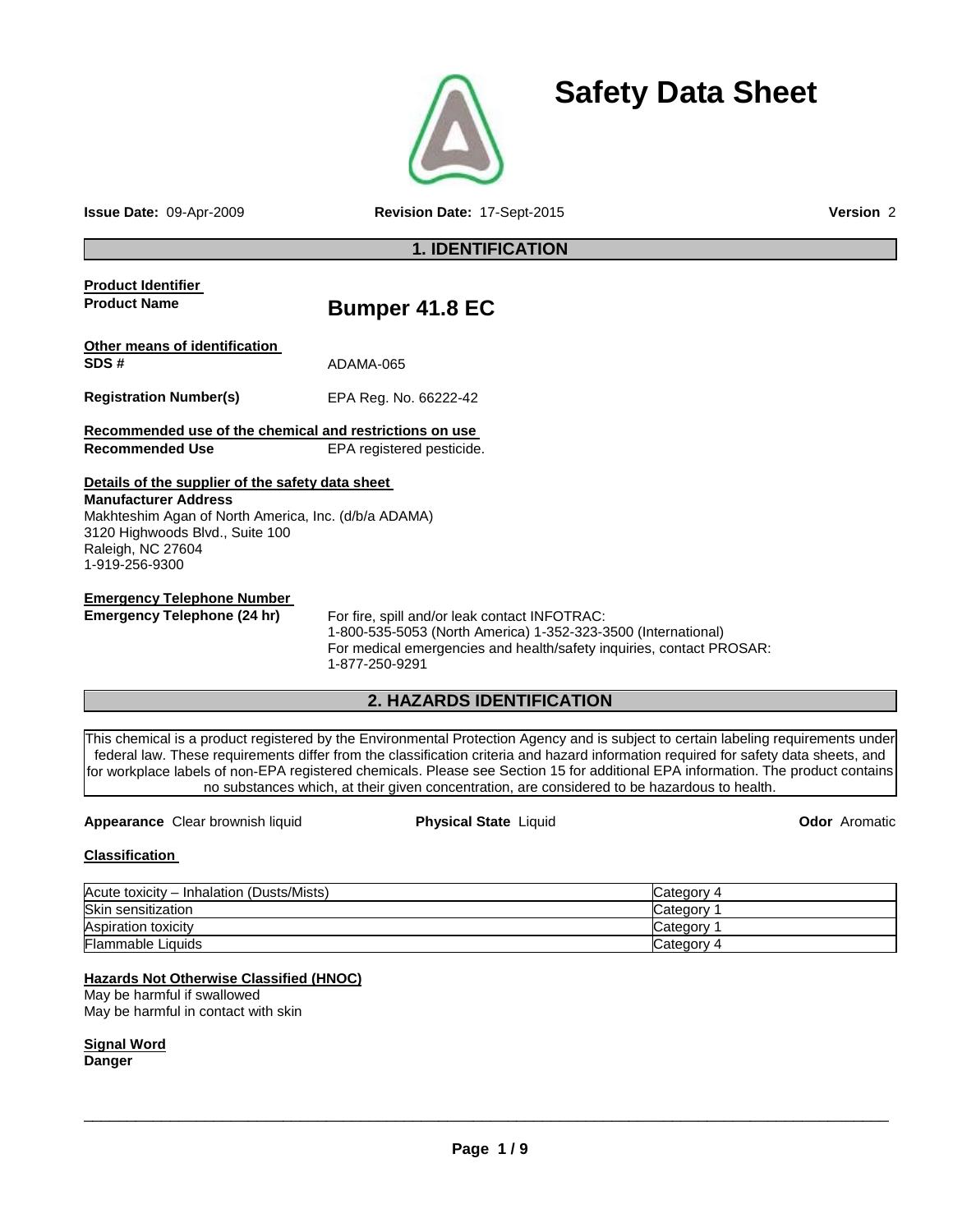# Safety Data Sheet

**Issue Date:** 09-Apr-2009 **Revision Date:** 17-Sept-2015 **Version** 2

## 1. IDENTIFICATION

**Product Identifier**

**Product Name** **Bumper 41.8 EC**

**Other means of identification**

**SDS #** ADAMA-065

**Registration Number(s)** EPA Reg. No. 66222-42

**Recommended use of the chemical and restrictions on use**

**Recommended Use** EPA registered pesticide.

**Details of the supplier of the safety data sheet**

**Manufacturer Address**

Makhteshim Agan of North America, Inc. (d/b/a ADAMA)
3120 Highwoods Blvd., Suite 100
Raleigh, NC 27604
1-919-256-9300

**Emergency Telephone Number**

**Emergency Telephone (24 hr)** For fire, spill and/or leak contact INFOTRAC:
1-800-535-5053 (North America) 1-352-323-3500 (International)
For medical emergencies and health/safety inquiries, contact PROSAR:
1-877-250-9291

## 2. HAZARDS IDENTIFICATION

This chemical is a product registered by the Environmental Protection Agency and is subject to certain labeling requirements under federal law. These requirements differ from the classification criteria and hazard information required for safety data sheets, and for workplace labels of non-EPA registered chemicals. Please see Section 15 for additional EPA information. The product contains no substances which, at their given concentration, are considered to be hazardous to health.

**Appearance** Clear brownish liquid **Physical State** Liquid **Odor** Aromatic

**Classification**

| Hazard | Category |
|---|---|
| Acute toxicity – Inhalation (Dusts/Mists) | Category 4 |
| Skin sensitization | Category 1 |
| Aspiration toxicity | Category 1 |
| Flammable Liquids | Category 4 |

**Hazards Not Otherwise Classified (HNOC)**

May be harmful if swallowed
May be harmful in contact with skin

**Signal Word**

**Danger**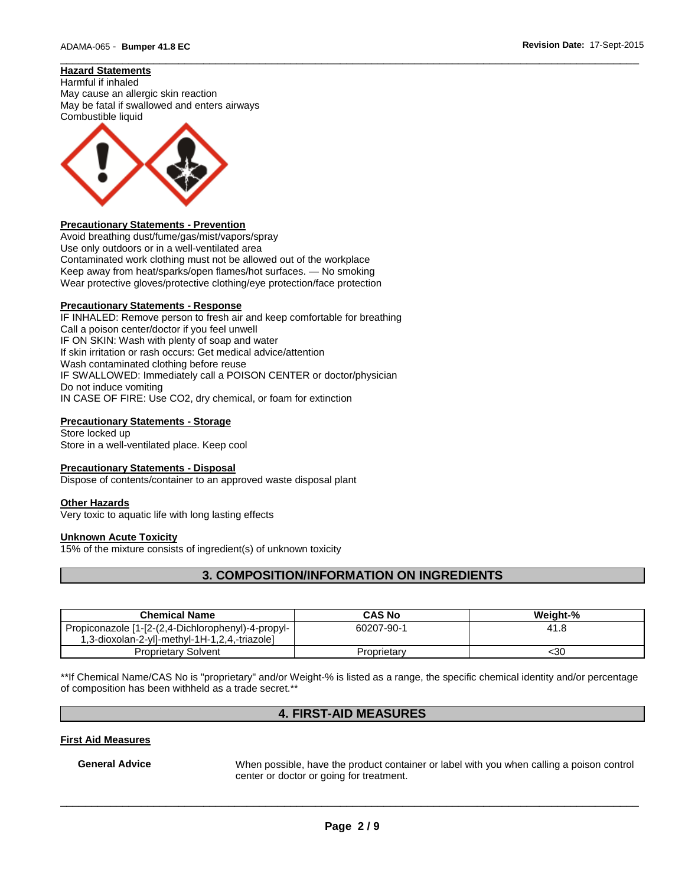**Hazard Statements**
Harmful if inhaled
May cause an allergic skin reaction
May be fatal if swallowed and enters airways
Combustible liquid

**Precautionary Statements - Prevention**
Avoid breathing dust/fume/gas/mist/vapors/spray
Use only outdoors or in a well-ventilated area
Contaminated work clothing must not be allowed out of the workplace
Keep away from heat/sparks/open flames/hot surfaces. — No smoking
Wear protective gloves/protective clothing/eye protection/face protection

**Precautionary Statements - Response**
IF INHALED: Remove person to fresh air and keep comfortable for breathing
Call a poison center/doctor if you feel unwell
IF ON SKIN: Wash with plenty of soap and water
If skin irritation or rash occurs: Get medical advice/attention
Wash contaminated clothing before reuse
IF SWALLOWED: Immediately call a POISON CENTER or doctor/physician
Do not induce vomiting
IN CASE OF FIRE: Use CO2, dry chemical, or foam for extinction

**Precautionary Statements - Storage**
Store locked up
Store in a well-ventilated place. Keep cool

**Precautionary Statements - Disposal**
Dispose of contents/container to an approved waste disposal plant

**Other Hazards**
Very toxic to aquatic life with long lasting effects

**Unknown Acute Toxicity**
15% of the mixture consists of ingredient(s) of unknown toxicity

## 3. COMPOSITION/INFORMATION ON INGREDIENTS

| Chemical Name | CAS No | Weight-% |
|---|---|---|
| Propiconazole [1-[2-(2,4-Dichlorophenyl)-4-propyl-1,3-dioxolan-2-yl]-methyl-1H-1,2,4,-triazole] | 60207-90-1 | 41.8 |
| Proprietary Solvent | Proprietary | <30 |

**If Chemical Name/CAS No is "proprietary" and/or Weight-% is listed as a range, the specific chemical identity and/or percentage of composition has been withheld as a trade secret.**

## 4. FIRST-AID MEASURES

**First Aid Measures**

**General Advice** When possible, have the product container or label with you when calling a poison control center or doctor or going for treatment.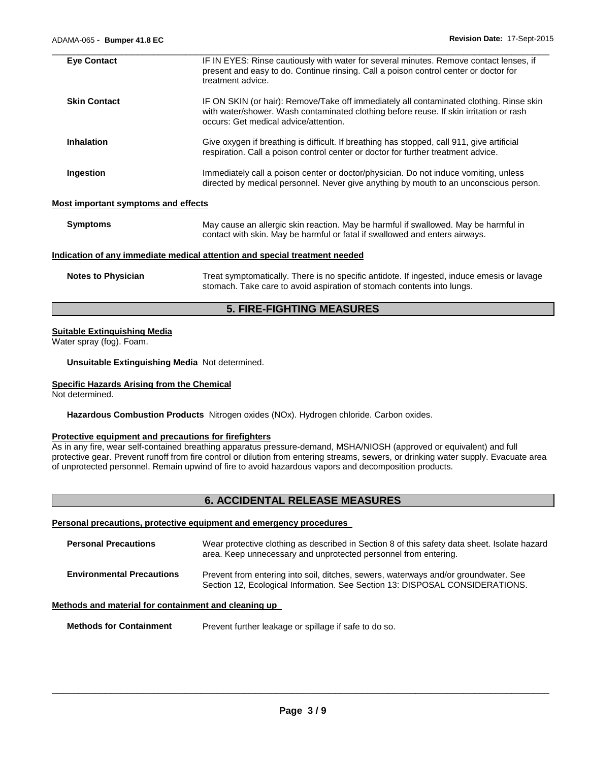| | |
|---|---|
| **Eye Contact** | IF IN EYES: Rinse cautiously with water for several minutes. Remove contact lenses, if present and easy to do. Continue rinsing. Call a poison control center or doctor for treatment advice. |
| **Skin Contact** | IF ON SKIN (or hair): Remove/Take off immediately all contaminated clothing. Rinse skin with water/shower. Wash contaminated clothing before reuse. If skin irritation or rash occurs: Get medical advice/attention. |
| **Inhalation** | Give oxygen if breathing is difficult. If breathing has stopped, call 911, give artificial respiration. Call a poison control center or doctor for further treatment advice. |
| **Ingestion** | Immediately call a poison center or doctor/physician. Do not induce vomiting, unless directed by medical personnel. Never give anything by mouth to an unconscious person. |

**Most important symptoms and effects**

| | |
|---|---|
| **Symptoms** | May cause an allergic skin reaction. May be harmful if swallowed. May be harmful in contact with skin. May be harmful or fatal if swallowed and enters airways. |

**Indication of any immediate medical attention and special treatment needed**

| | |
|---|---|
| **Notes to Physician** | Treat symptomatically. There is no specific antidote. If ingested, induce emesis or lavage stomach. Take care to avoid aspiration of stomach contents into lungs. |

## 5. FIRE-FIGHTING MEASURES

**Suitable Extinguishing Media**

Water spray (fog). Foam.

**Unsuitable Extinguishing Media** Not determined.

**Specific Hazards Arising from the Chemical**

Not determined.

**Hazardous Combustion Products** Nitrogen oxides (NOx). Hydrogen chloride. Carbon oxides.

**Protective equipment and precautions for firefighters**

As in any fire, wear self-contained breathing apparatus pressure-demand, MSHA/NIOSH (approved or equivalent) and full protective gear. Prevent runoff from fire control or dilution from entering streams, sewers, or drinking water supply. Evacuate area of unprotected personnel. Remain upwind of fire to avoid hazardous vapors and decomposition products.

## 6. ACCIDENTAL RELEASE MEASURES

**Personal precautions, protective equipment and emergency procedures**

| | |
|---|---|
| **Personal Precautions** | Wear protective clothing as described in Section 8 of this safety data sheet. Isolate hazard area. Keep unnecessary and unprotected personnel from entering. |
| **Environmental Precautions** | Prevent from entering into soil, ditches, sewers, waterways and/or groundwater. See Section 12, Ecological Information. See Section 13: DISPOSAL CONSIDERATIONS. |

**Methods and material for containment and cleaning up**

| | |
|---|---|
| **Methods for Containment** | Prevent further leakage or spillage if safe to do so. |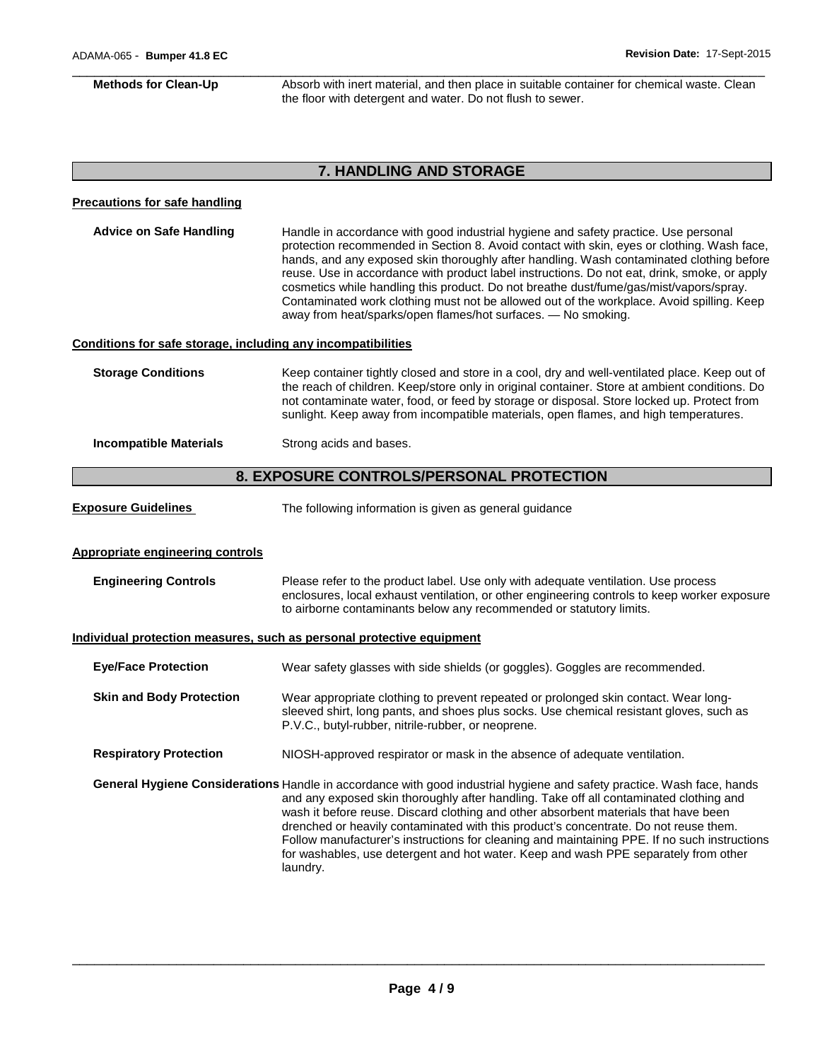**Methods for Clean-Up** Absorb with inert material, and then place in suitable container for chemical waste. Clean the floor with detergent and water. Do not flush to sewer.

## 7. HANDLING AND STORAGE

**Precautions for safe handling**

**Advice on Safe Handling** Handle in accordance with good industrial hygiene and safety practice. Use personal protection recommended in Section 8. Avoid contact with skin, eyes or clothing. Wash face, hands, and any exposed skin thoroughly after handling. Wash contaminated clothing before reuse. Use in accordance with product label instructions. Do not eat, drink, smoke, or apply cosmetics while handling this product. Do not breathe dust/fume/gas/mist/vapors/spray. Contaminated work clothing must not be allowed out of the workplace. Avoid spilling. Keep away from heat/sparks/open flames/hot surfaces. — No smoking.

**Conditions for safe storage, including any incompatibilities**

**Storage Conditions** Keep container tightly closed and store in a cool, dry and well-ventilated place. Keep out of the reach of children. Keep/store only in original container. Store at ambient conditions. Do not contaminate water, food, or feed by storage or disposal. Store locked up. Protect from sunlight. Keep away from incompatible materials, open flames, and high temperatures.

**Incompatible Materials** Strong acids and bases.

## 8. EXPOSURE CONTROLS/PERSONAL PROTECTION

**Exposure Guidelines** The following information is given as general guidance

**Appropriate engineering controls**

**Engineering Controls** Please refer to the product label. Use only with adequate ventilation. Use process enclosures, local exhaust ventilation, or other engineering controls to keep worker exposure to airborne contaminants below any recommended or statutory limits.

**Individual protection measures, such as personal protective equipment**

**Eye/Face Protection** Wear safety glasses with side shields (or goggles). Goggles are recommended.

**Skin and Body Protection** Wear appropriate clothing to prevent repeated or prolonged skin contact. Wear long-sleeved shirt, long pants, and shoes plus socks. Use chemical resistant gloves, such as P.V.C., butyl-rubber, nitrile-rubber, or neoprene.

**Respiratory Protection** NIOSH-approved respirator or mask in the absence of adequate ventilation.

**General Hygiene Considerations** Handle in accordance with good industrial hygiene and safety practice. Wash face, hands and any exposed skin thoroughly after handling. Take off all contaminated clothing and wash it before reuse. Discard clothing and other absorbent materials that have been drenched or heavily contaminated with this product's concentrate. Do not reuse them. Follow manufacturer's instructions for cleaning and maintaining PPE. If no such instructions for washables, use detergent and hot water. Keep and wash PPE separately from other laundry.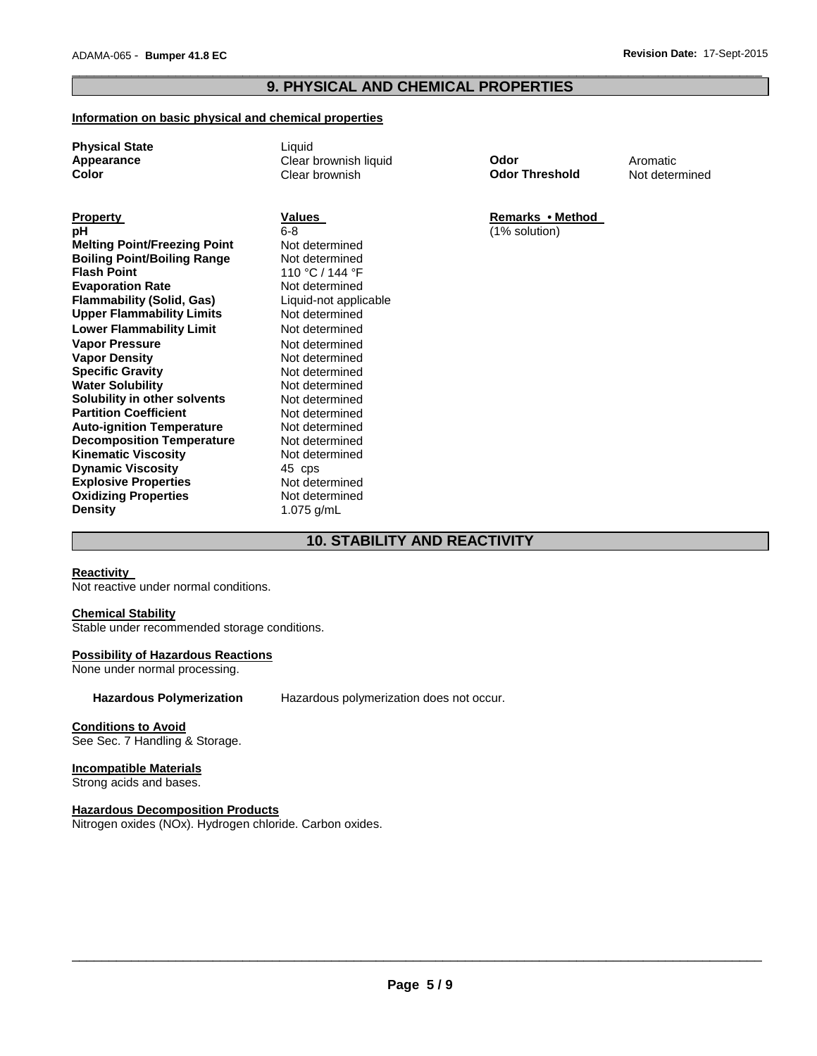## 9. PHYSICAL AND CHEMICAL PROPERTIES

### Information on basic physical and chemical properties

| | | | |
|---|---|---|---|
| **Physical State** | Liquid | | |
| **Appearance** | Clear brownish liquid | **Odor** | Aromatic |
| **Color** | Clear brownish | **Odor Threshold** | Not determined |

| **Property** | **Values** | **Remarks • Method** |
|---|---|---|
| **pH** | 6-8 | (1% solution) |
| **Melting Point/Freezing Point** | Not determined | |
| **Boiling Point/Boiling Range** | Not determined | |
| **Flash Point** | 110 °C / 144 °F | |
| **Evaporation Rate** | Not determined | |
| **Flammability (Solid, Gas)** | Liquid-not applicable | |
| **Upper Flammability Limits** | Not determined | |
| **Lower Flammability Limit** | Not determined | |
| **Vapor Pressure** | Not determined | |
| **Vapor Density** | Not determined | |
| **Specific Gravity** | Not determined | |
| **Water Solubility** | Not determined | |
| **Solubility in other solvents** | Not determined | |
| **Partition Coefficient** | Not determined | |
| **Auto-ignition Temperature** | Not determined | |
| **Decomposition Temperature** | Not determined | |
| **Kinematic Viscosity** | Not determined | |
| **Dynamic Viscosity** | 45 cps | |
| **Explosive Properties** | Not determined | |
| **Oxidizing Properties** | Not determined | |
| **Density** | 1.075 g/mL | |

## 10. STABILITY AND REACTIVITY

**Reactivity**

Not reactive under normal conditions.

**Chemical Stability**

Stable under recommended storage conditions.

**Possibility of Hazardous Reactions**

None under normal processing.

**Hazardous Polymerization** Hazardous polymerization does not occur.

**Conditions to Avoid**

See Sec. 7 Handling & Storage.

**Incompatible Materials**

Strong acids and bases.

**Hazardous Decomposition Products**

Nitrogen oxides (NOx). Hydrogen chloride. Carbon oxides.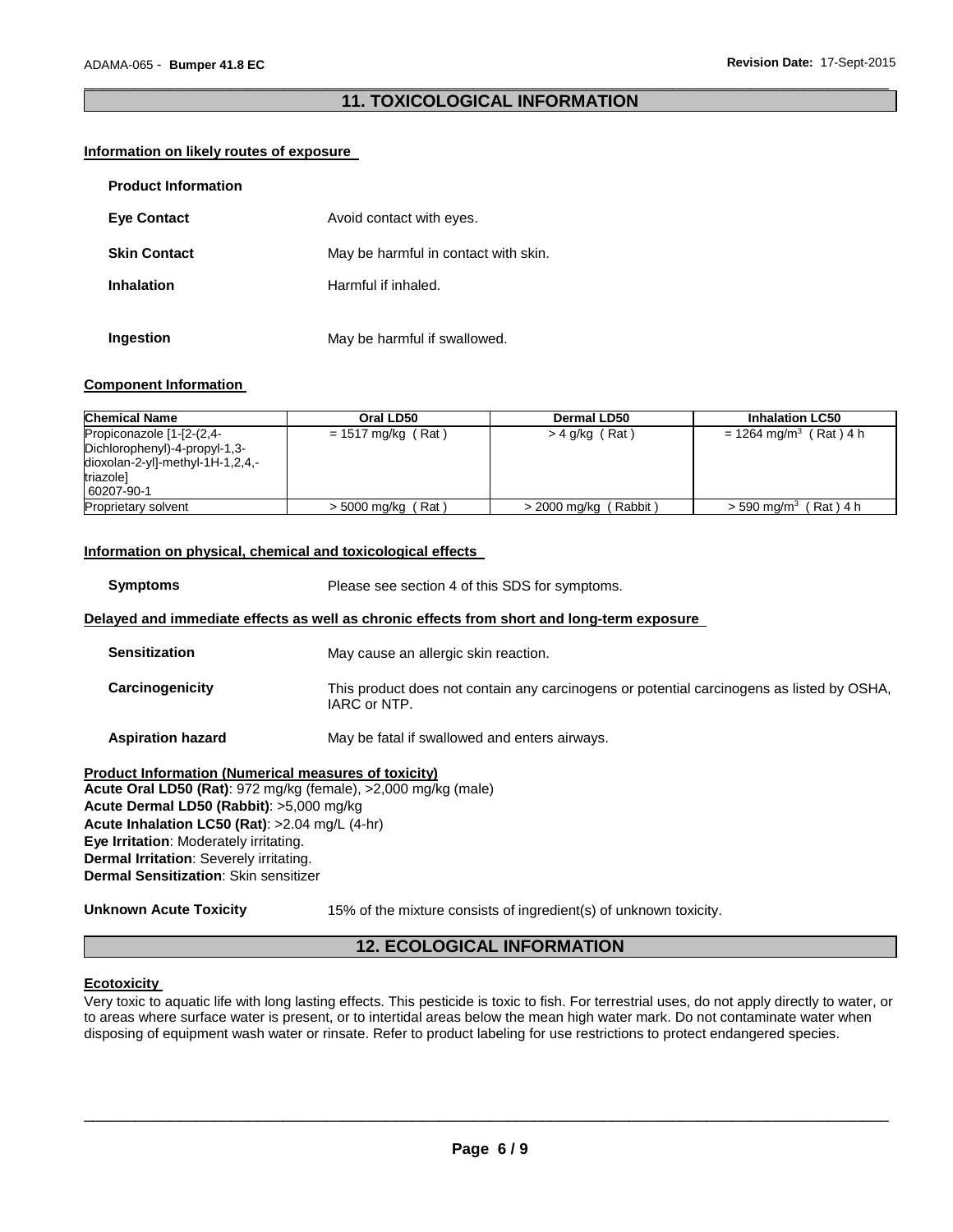## 11. TOXICOLOGICAL INFORMATION

### Information on likely routes of exposure

**Product Information**

**Eye Contact** Avoid contact with eyes.

**Skin Contact** May be harmful in contact with skin.

**Inhalation** Harmful if inhaled.

**Ingestion** May be harmful if swallowed.

### Component Information

| Chemical Name | Oral LD50 | Dermal LD50 | Inhalation LC50 |
|---|---|---|---|
| Propiconazole [1-[2-(2,4-Dichlorophenyl)-4-propyl-1,3-dioxolan-2-yl]-methyl-1H-1,2,4,-triazole] 60207-90-1 | = 1517 mg/kg ( Rat ) | > 4 g/kg ( Rat ) | = 1264 mg/m$^3$ ( Rat ) 4 h |
| Proprietary solvent | > 5000 mg/kg ( Rat ) | > 2000 mg/kg ( Rabbit ) | > 590 mg/m$^3$ ( Rat ) 4 h |

### Information on physical, chemical and toxicological effects

**Symptoms** Please see section 4 of this SDS for symptoms.

### Delayed and immediate effects as well as chronic effects from short and long-term exposure

**Sensitization** May cause an allergic skin reaction.

**Carcinogenicity** This product does not contain any carcinogens or potential carcinogens as listed by OSHA, IARC or NTP.

**Aspiration hazard** May be fatal if swallowed and enters airways.

**Product Information (Numerical measures of toxicity)**
**Acute Oral LD50 (Rat)**: 972 mg/kg (female), >2,000 mg/kg (male)
**Acute Dermal LD50 (Rabbit)**: >5,000 mg/kg
**Acute Inhalation LC50 (Rat)**: >2.04 mg/L (4-hr)
**Eye Irritation**: Moderately irritating.
**Dermal Irritation**: Severely irritating.
**Dermal Sensitization**: Skin sensitizer

**Unknown Acute Toxicity** 15% of the mixture consists of ingredient(s) of unknown toxicity.

## 12. ECOLOGICAL INFORMATION

### Ecotoxicity

Very toxic to aquatic life with long lasting effects. This pesticide is toxic to fish. For terrestrial uses, do not apply directly to water, or to areas where surface water is present, or to intertidal areas below the mean high water mark. Do not contaminate water when disposing of equipment wash water or rinsate. Refer to product labeling for use restrictions to protect endangered species.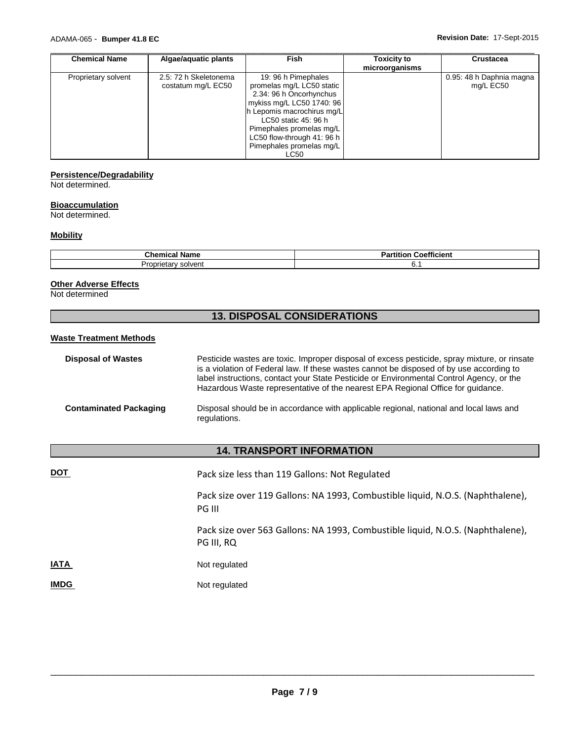| Chemical Name | Algae/aquatic plants | Fish | Toxicity to microorganisms | Crustacea |
|---|---|---|---|---|
| Proprietary solvent | 2.5: 72 h Skeletonema costatum mg/L EC50 | 19: 96 h Pimephales promelas mg/L LC50 static 2.34: 96 h Oncorhynchus mykiss mg/L LC50 1740: 96 h Lepomis macrochirus mg/L LC50 static 45: 96 h Pimephales promelas mg/L LC50 flow-through 41: 96 h Pimephales promelas mg/L LC50 | | 0.95: 48 h Daphnia magna mg/L EC50 |

**Persistence/Degradability**

Not determined.

**Bioaccumulation**

Not determined.

**Mobility**

| Chemical Name | Partition Coefficient |
|---|---|
| Proprietary solvent | 6.1 |

**Other Adverse Effects**

Not determined

## 13. DISPOSAL CONSIDERATIONS

**Waste Treatment Methods**

**Disposal of Wastes** Pesticide wastes are toxic. Improper disposal of excess pesticide, spray mixture, or rinsate is a violation of Federal law. If these wastes cannot be disposed of by use according to label instructions, contact your State Pesticide or Environmental Control Agency, or the Hazardous Waste representative of the nearest EPA Regional Office for guidance.

**Contaminated Packaging** Disposal should be in accordance with applicable regional, national and local laws and regulations.

## 14. TRANSPORT INFORMATION

**DOT**

Pack size less than 119 Gallons: Not Regulated

Pack size over 119 Gallons: NA 1993, Combustible liquid, N.O.S. (Naphthalene), PG III

Pack size over 563 Gallons: NA 1993, Combustible liquid, N.O.S. (Naphthalene), PG III, RQ

**IATA** Not regulated

**IMDG** Not regulated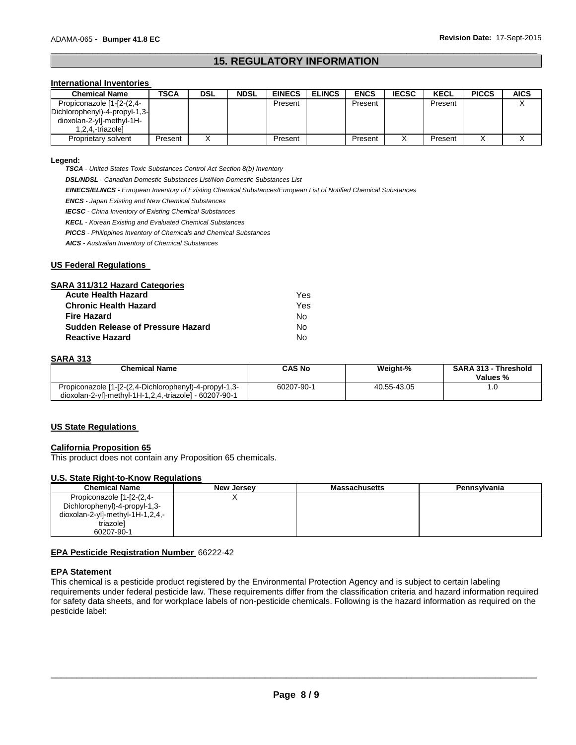## 15. REGULATORY INFORMATION

### International Inventories

| Chemical Name | TSCA | DSL | NDSL | EINECS | ELINCS | ENCS | IECSC | KECL | PICCS | AICS |
|---|---|---|---|---|---|---|---|---|---|---|
| Propiconazole [1-[2-(2,4-Dichlorophenyl)-4-propyl-1,3-dioxolan-2-yl]-methyl-1H-1,2,4,-triazole] | | | | Present | | Present | | Present | | X |
| Proprietary solvent | Present | X | | Present | | Present | X | Present | X | X |

**Legend:**

***TSCA*** *- United States Toxic Substances Control Act Section 8(b) Inventory*

***DSL/NDSL*** *- Canadian Domestic Substances List/Non-Domestic Substances List*

***EINECS/ELINCS*** *- European Inventory of Existing Chemical Substances/European List of Notified Chemical Substances*

***ENCS*** *- Japan Existing and New Chemical Substances*

***IECSC*** *- China Inventory of Existing Chemical Substances*

***KECL*** *- Korean Existing and Evaluated Chemical Substances*

***PICCS*** *- Philippines Inventory of Chemicals and Chemical Substances*

***AICS*** *- Australian Inventory of Chemical Substances*

### US Federal Regulations

**SARA 311/312 Hazard Categories**

| | |
|---|---|
| **Acute Health Hazard** | Yes |
| **Chronic Health Hazard** | Yes |
| **Fire Hazard** | No |
| **Sudden Release of Pressure Hazard** | No |
| **Reactive Hazard** | No |

**SARA 313**

| Chemical Name | CAS No | Weight-% | SARA 313 - Threshold Values % |
|---|---|---|---|
| Propiconazole [1-[2-(2,4-Dichlorophenyl)-4-propyl-1,3-dioxolan-2-yl]-methyl-1H-1,2,4,-triazole] - 60207-90-1 | 60207-90-1 | 40.55-43.05 | 1.0 |

### US State Regulations

**California Proposition 65**

This product does not contain any Proposition 65 chemicals.

**U.S. State Right-to-Know Regulations**

| Chemical Name | New Jersey | Massachusetts | Pennsylvania |
|---|---|---|---|
| Propiconazole [1-[2-(2,4-Dichlorophenyl)-4-propyl-1,3-dioxolan-2-yl]-methyl-1H-1,2,4,-triazole] 60207-90-1 | X | | |

**EPA Pesticide Registration Number** 66222-42

**EPA Statement**

This chemical is a pesticide product registered by the Environmental Protection Agency and is subject to certain labeling requirements under federal pesticide law. These requirements differ from the classification criteria and hazard information required for safety data sheets, and for workplace labels of non-pesticide chemicals. Following is the hazard information as required on the pesticide label: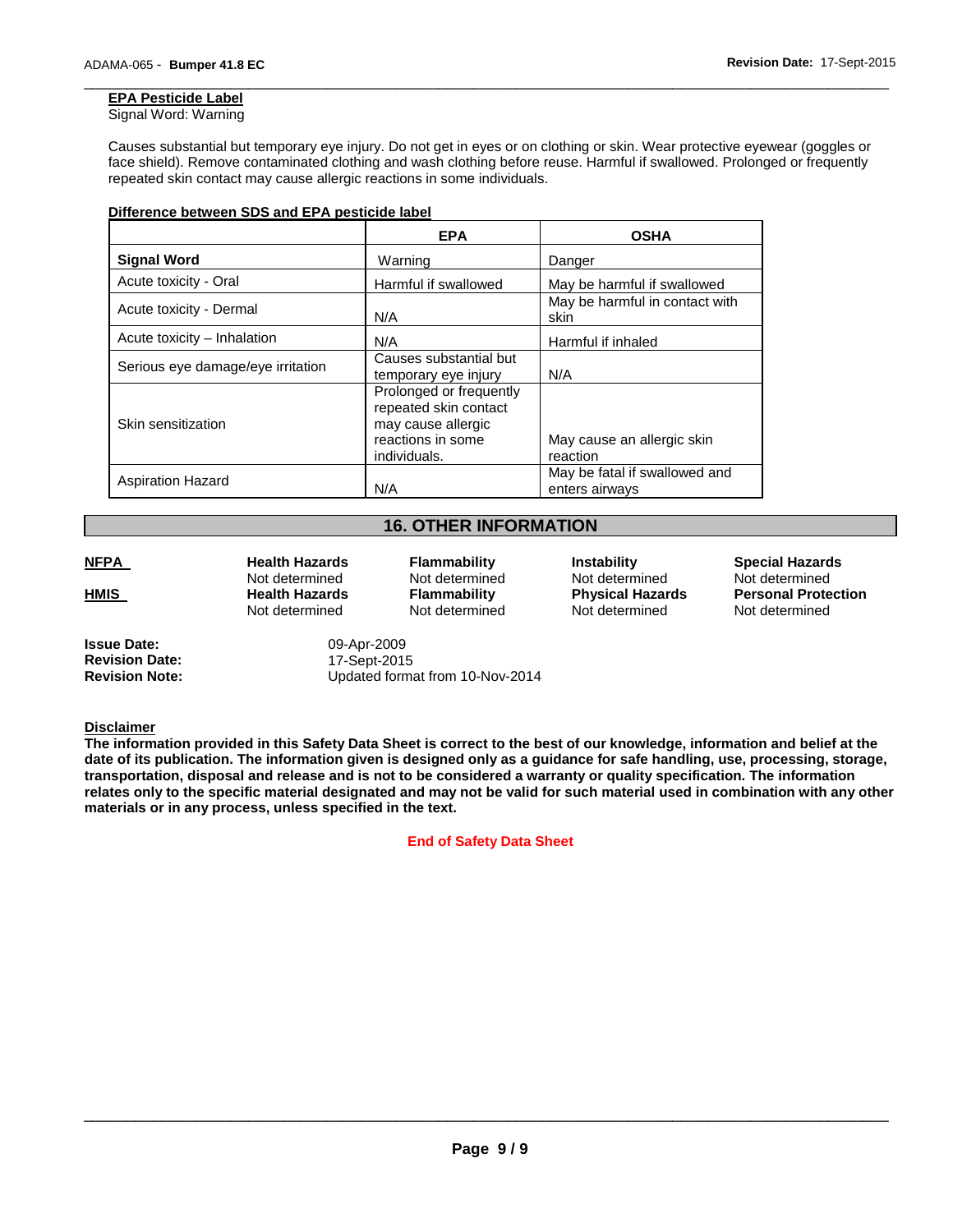**EPA Pesticide Label**

Signal Word: Warning

Causes substantial but temporary eye injury. Do not get in eyes or on clothing or skin. Wear protective eyewear (goggles or face shield). Remove contaminated clothing and wash clothing before reuse. Harmful if swallowed. Prolonged or frequently repeated skin contact may cause allergic reactions in some individuals.

**Difference between SDS and EPA pesticide label**

| | EPA | OSHA |
|---|---|---|
| **Signal Word** | Warning | Danger |
| Acute toxicity - Oral | Harmful if swallowed | May be harmful if swallowed |
| Acute toxicity - Dermal | N/A | May be harmful in contact with skin |
| Acute toxicity – Inhalation | N/A | Harmful if inhaled |
| Serious eye damage/eye irritation | Causes substantial but temporary eye injury | N/A |
| Skin sensitization | Prolonged or frequently repeated skin contact may cause allergic reactions in some individuals. | May cause an allergic skin reaction |
| Aspiration Hazard | N/A | May be fatal if swallowed and enters airways |

## 16. OTHER INFORMATION

| | | | | |
|---|---|---|---|---|
| **NFPA** | **Health Hazards** | **Flammability** | **Instability** | **Special Hazards** |
| | Not determined | Not determined | Not determined | Not determined |
| **HMIS** | **Health Hazards** | **Flammability** | **Physical Hazards** | **Personal Protection** |
| | Not determined | Not determined | Not determined | Not determined |

**Issue Date:** 09-Apr-2009

**Revision Date:** 17-Sept-2015

**Revision Note:** Updated format from 10-Nov-2014

**Disclaimer**

**The information provided in this Safety Data Sheet is correct to the best of our knowledge, information and belief at the date of its publication. The information given is designed only as a guidance for safe handling, use, processing, storage, transportation, disposal and release and is not to be considered a warranty or quality specification. The information relates only to the specific material designated and may not be valid for such material used in combination with any other materials or in any process, unless specified in the text.**

**End of Safety Data Sheet**